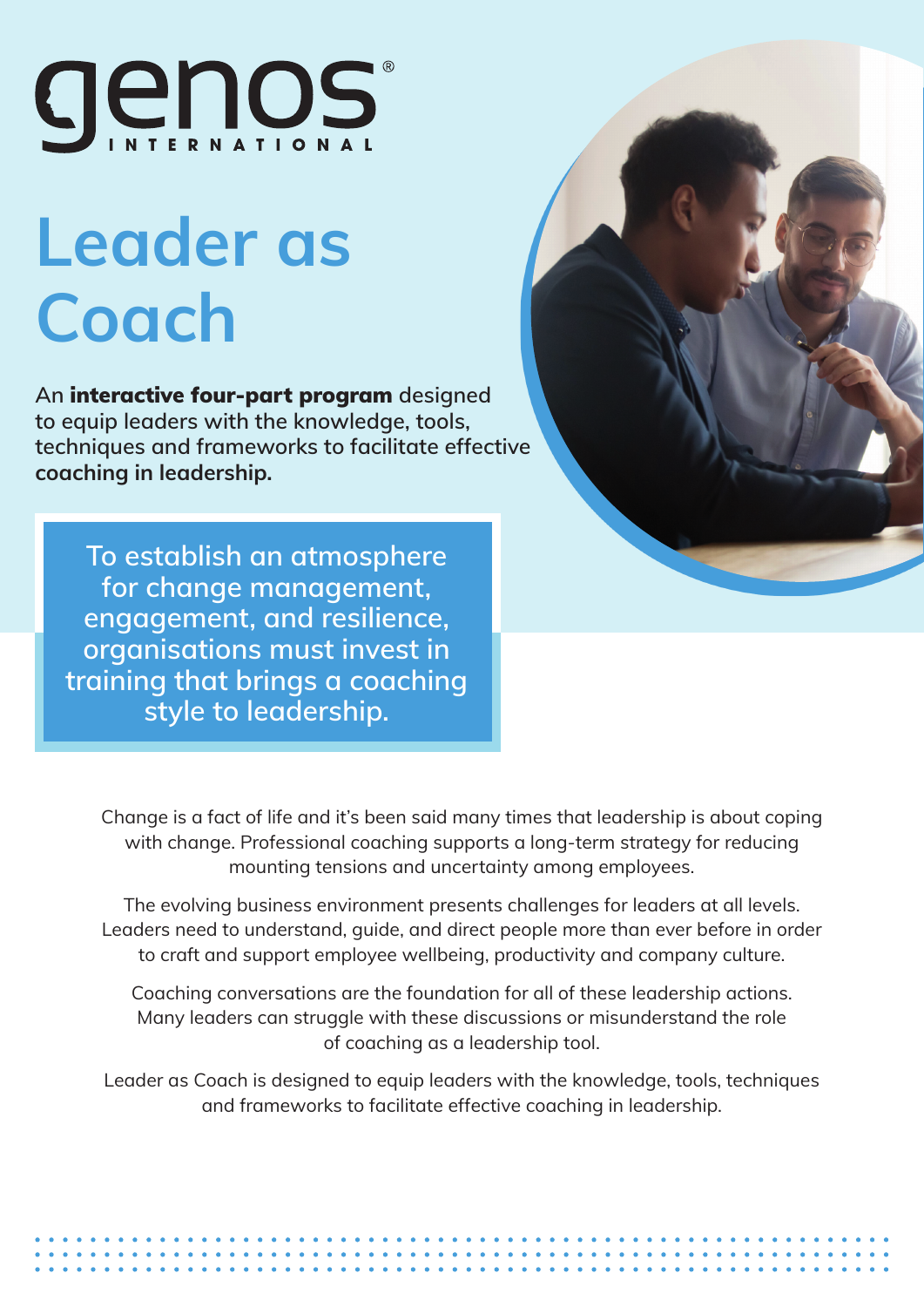genos INTERNATIONAL

# Leader as Coach

An **interactive four-part program** designed to equip leaders with the knowledge, tools, techniques and frameworks to facilitate effective **coaching in leadership.**

> To establish an atmosphere for change management, engagement, and resilience, organisations must invest in training that brings a coaching style to leadership.

Change is a fact of life and it's been said many times that leadership is about coping with change. Professional coaching supports a long-term strategy for reducing mounting tensions and uncertainty among employees.

The evolving business environment presents challenges for leaders at all levels. Leaders need to understand, guide, and direct people more than ever before in order to craft and support employee wellbeing, productivity and company culture.

Coaching conversations are the foundation for all of these leadership actions. Many leaders can struggle with these discussions or misunderstand the role of coaching as a leadership tool.

Leader as Coach is designed to equip leaders with the knowledge, tools, techniques and frameworks to facilitate effective coaching in leadership.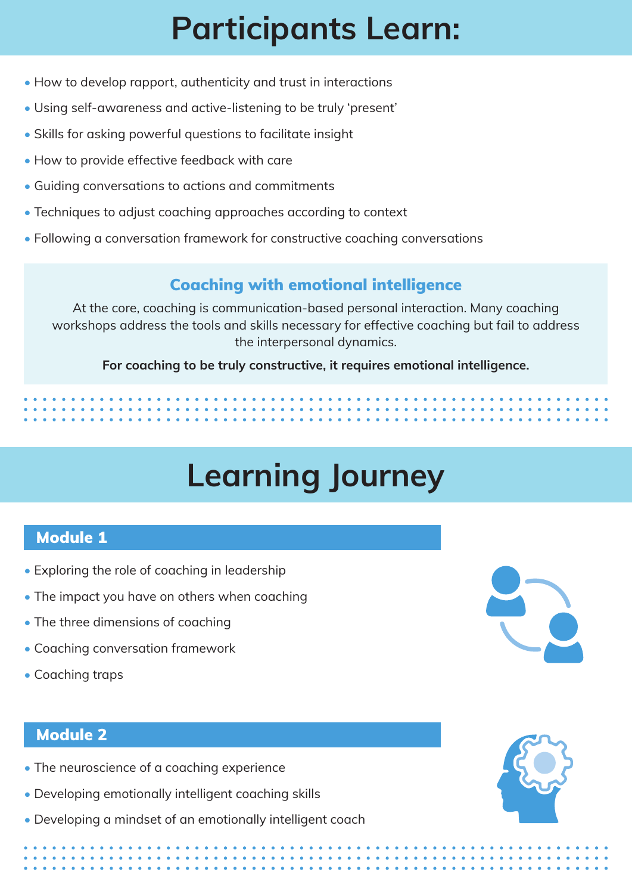# Participants Learn:

- How to develop rapport, authenticity and trust in interactions
- Using self-awareness and active-listening to be truly 'present'
- Skills for asking powerful questions to facilitate insight
- How to provide effective feedback with care
- Guiding conversations to actions and commitments
- Techniques to adjust coaching approaches according to context
- Following a conversation framework for constructive coaching conversations

### Coaching with emotional intelligence

At the core, coaching is communication-based personal interaction. Many coaching workshops address the tools and skills necessary for effective coaching but fail to address the interpersonal dynamics.

**For coaching to be truly constructive, it requires emotional intelligence.**

# Learning Journey

## Module 1

- Exploring the role of coaching in leadership
- The impact you have on others when coaching
- The three dimensions of coaching
- Coaching conversation framework
- Coaching traps

## Module 2

- The neuroscience of a coaching experience
- Developing emotionally intelligent coaching skills
- Developing a mindset of an emotionally intelligent coach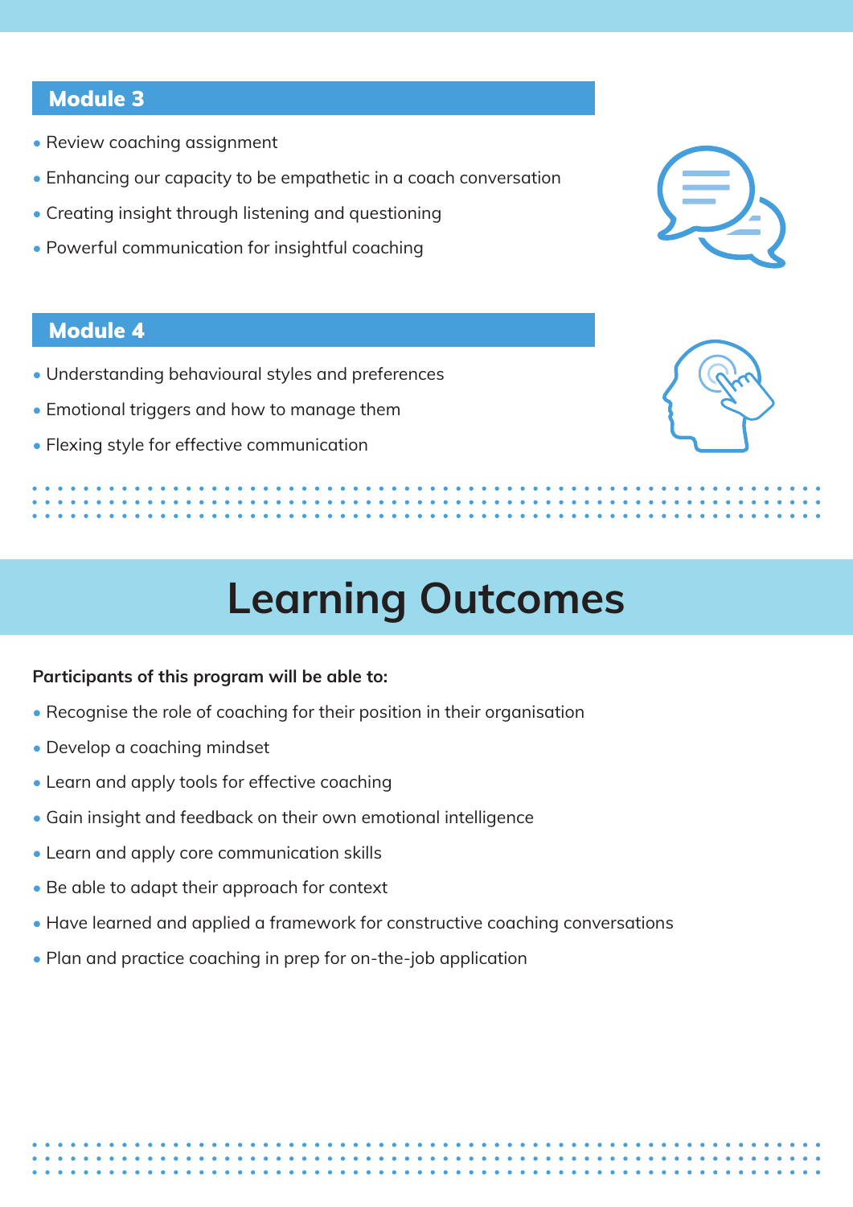## Module 3

- Review coaching assignment
- Enhancing our capacity to be empathetic in a coach conversation
- Creating insight through listening and questioning
- Powerful communication for insightful coaching

## Module 4

- Understanding behavioural styles and preferences
- Emotional triggers and how to manage them
- Flexing style for effective communication

# Learning Outcomes

**Participants of this program will be able to:**

- Recognise the role of coaching for their position in their organisation
- Develop a coaching mindset
- Learn and apply tools for effective coaching
- Gain insight and feedback on their own emotional intelligence
- Learn and apply core communication skills
- Be able to adapt their approach for context
- Have learned and applied a framework for constructive coaching conversations
- Plan and practice coaching in prep for on-the-job application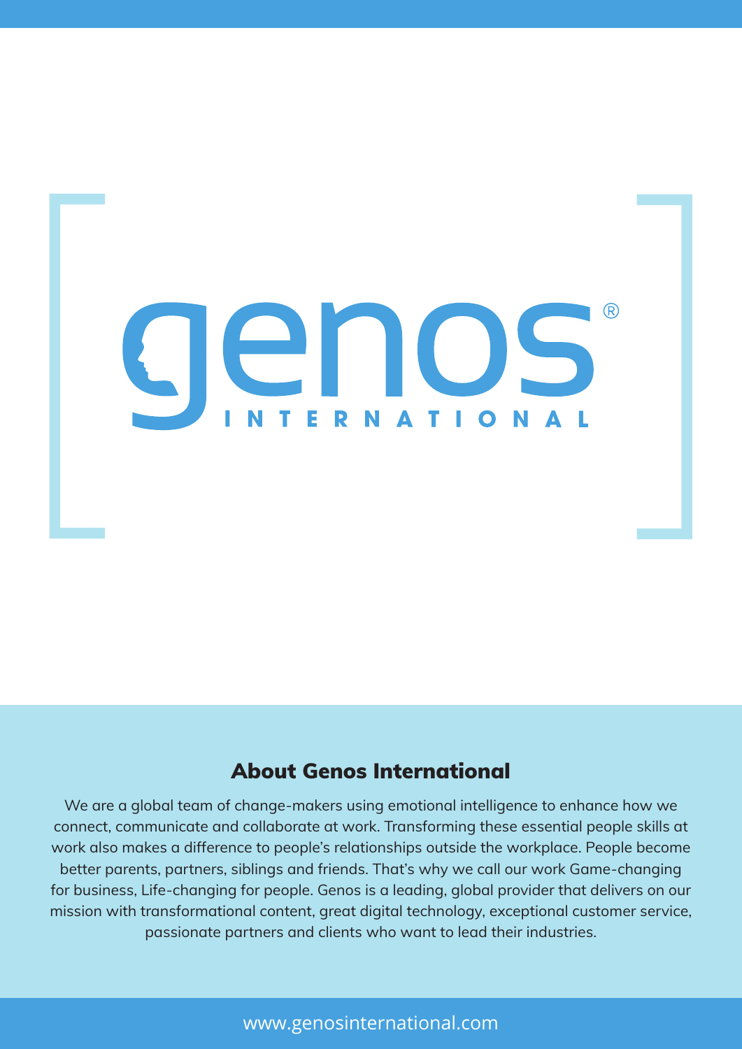genos®

INTERNATIONAL

## About Genos International

We are a global team of change-makers using emotional intelligence to enhance how we connect, communicate and collaborate at work. Transforming these essential people skills at work also makes a difference to people's relationships outside the workplace. People become better parents, partners, siblings and friends. That's why we call our work Game-changing for business, Life-changing for people. Genos is a leading, global provider that delivers on our mission with transformational content, great digital technology, exceptional customer service, passionate partners and clients who want to lead their industries.

www.genosinternational.com